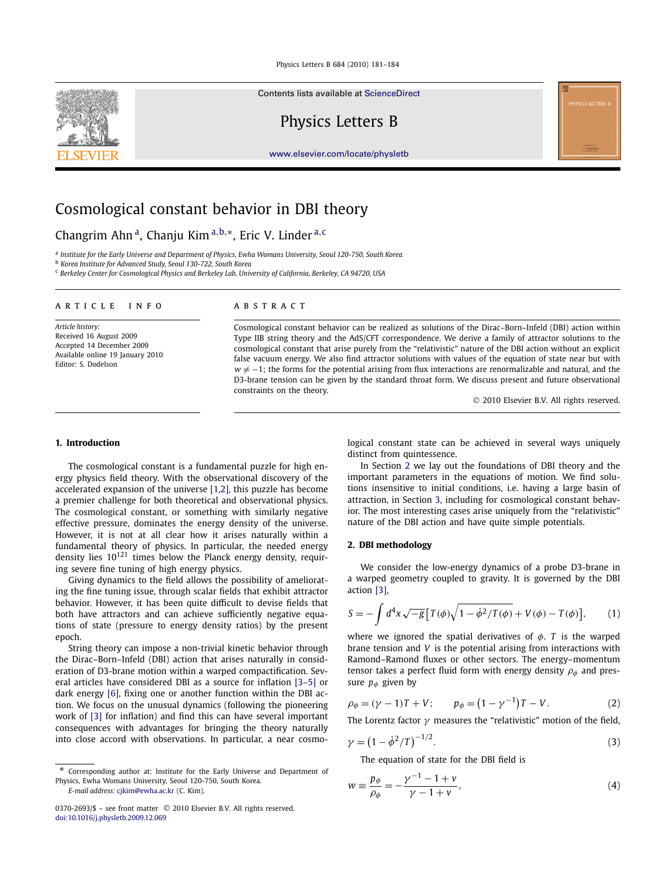# Cosmological constant behavior in DBI theory

Changrim Ahn [a], Chanju Kim [a,b,*], Eric V. Linder [a,c]

[a] Institute for the Early Universe and Department of Physics, Ewha Womans University, Seoul 120-750, South Korea
[b] Korea Institute for Advanced Study, Seoul 130-722, South Korea
[c] Berkeley Center for Cosmological Physics and Berkeley Lab, University of California, Berkeley, CA 94720, USA

**ARTICLE INFO**

*Article history:*
Received 16 August 2009
Accepted 14 December 2009
Available online 19 January 2010
Editor: S. Dodelson

**ABSTRACT**

Cosmological constant behavior can be realized as solutions of the Dirac–Born–Infeld (DBI) action within Type IIB string theory and the AdS/CFT correspondence. We derive a family of attractor solutions to the cosmological constant that arise purely from the "relativistic" nature of the DBI action without an explicit false vacuum energy. We also find attractor solutions with values of the equation of state near but with $w \neq -1$; the forms for the potential arising from flux interactions are renormalizable and natural, and the D3-brane tension can be given by the standard throat form. We discuss present and future observational constraints on the theory.

© 2010 Elsevier B.V. All rights reserved.

## 1. Introduction

The cosmological constant is a fundamental puzzle for high energy physics field theory. With the observational discovery of the accelerated expansion of the universe [1,2], this puzzle has become a premier challenge for both theoretical and observational physics. The cosmological constant, or something with similarly negative effective pressure, dominates the energy density of the universe. However, it is not at all clear how it arises naturally within a fundamental theory of physics. In particular, the needed energy density lies $10^{121}$ times below the Planck energy density, requiring severe fine tuning of high energy physics.

Giving dynamics to the field allows the possibility of ameliorating the fine tuning issue, through scalar fields that exhibit attractor behavior. However, it has been quite difficult to devise fields that both have attractors and can achieve sufficiently negative equations of state (pressure to energy density ratios) by the present epoch.

String theory can impose a non-trivial kinetic behavior through the Dirac–Born–Infeld (DBI) action that arises naturally in consideration of D3-brane motion within a warped compactification. Several articles have considered DBI as a source for inflation [3–5] or dark energy [6], fixing one or another function within the DBI action. We focus on the unusual dynamics (following the pioneering work of [3] for inflation) and find this can have several important consequences with advantages for bringing the theory naturally into close accord with observations. In particular, a near cosmological constant state can be achieved in several ways uniquely distinct from quintessence.

In Section 2 we lay out the foundations of DBI theory and the important parameters in the equations of motion. We find solutions insensitive to initial conditions, i.e. having a large basin of attraction, in Section 3, including for cosmological constant behavior. The most interesting cases arise uniquely from the "relativistic" nature of the DBI action and have quite simple potentials.

## 2. DBI methodology

We consider the low-energy dynamics of a probe D3-brane in a warped geometry coupled to gravity. It is governed by the DBI action [3],

$$S = -\int d^4x\sqrt{-g}\left[T(\phi)\sqrt{1-\dot{\phi}^2/T(\phi)} + V(\phi) - T(\phi)\right], \tag{1}$$

where we ignored the spatial derivatives of $\phi$. $T$ is the warped brane tension and $V$ is the potential arising from interactions with Ramond–Ramond fluxes or other sectors. The energy–momentum tensor takes a perfect fluid form with energy density $\rho_\phi$ and pressure $p_\phi$ given by

$$\rho_\phi = (\gamma - 1)T + V; \qquad p_\phi = \left(1-\gamma^{-1}\right)T - V. \tag{2}$$

The Lorentz factor $\gamma$ measures the "relativistic" motion of the field,

$$\gamma = \left(1-\dot{\phi}^2/T\right)^{-1/2}. \tag{3}$$

The equation of state for the DBI field is

$$w \equiv \frac{p_\phi}{\rho_\phi} = -\frac{\gamma^{-1}-1+v}{\gamma-1+v}, \tag{4}$$

* Corresponding author at: Institute for the Early Universe and Department of Physics, Ewha Womans University, Seoul 120-750, South Korea.
*E-mail address:* cjkim@ewha.ac.kr (C. Kim).

0370-2693/$ – see front matter © 2010 Elsevier B.V. All rights reserved.
doi:10.1016/j.physletb.2009.12.069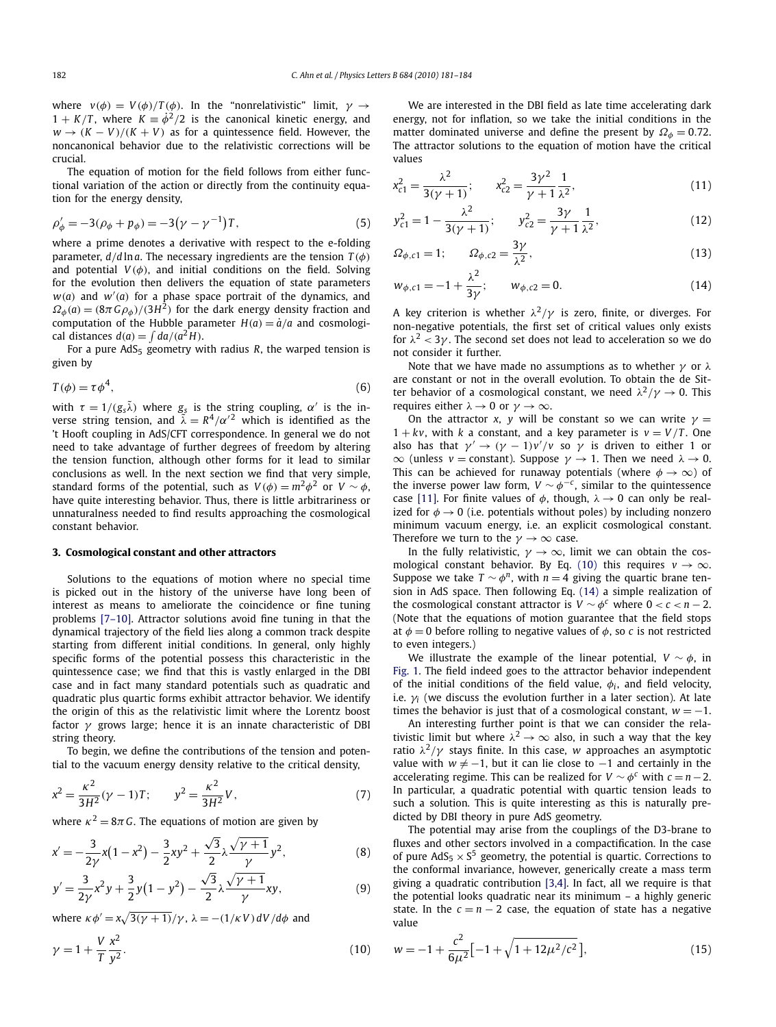where $v(\phi) = V(\phi)/T(\phi)$. In the "nonrelativistic" limit, $\gamma \to 1 + K/T$, where $K \equiv \dot{\phi}^2/2$ is the canonical kinetic energy, and $w \to (K - V)/(K + V)$ as for a quintessence field. However, the noncanonical behavior due to the relativistic corrections will be crucial.

The equation of motion for the field follows from either functional variation of the action or directly from the continuity equation for the energy density,

$$\rho'_\phi = -3(\rho_\phi + p_\phi) = -3\left(\gamma - \gamma^{-1}\right)T, \tag{5}$$

where a prime denotes a derivative with respect to the e-folding parameter, $d/d\ln a$. The necessary ingredients are the tension $T(\phi)$ and potential $V(\phi)$, and initial conditions on the field. Solving for the evolution then delivers the equation of state parameters $w(a)$ and $w'(a)$ for a phase space portrait of the dynamics, and $\Omega_\phi(a) = (8\pi G\rho_\phi)/(3H^2)$ for the dark energy density fraction and computation of the Hubble parameter $H(a) = \dot{a}/a$ and cosmological distances $d(a) = \int da/(a^2 H)$.

For a pure $AdS_5$ geometry with radius $R$, the warped tension is given by

$$T(\phi) = \tau\phi^4, \tag{6}$$

with $\tau = 1/(g_s\tilde{\lambda})$ where $g_s$ is the string coupling, $\alpha'$ is the inverse string tension, and $\tilde{\lambda} = R^4/\alpha'^2$ which is identified as the 't Hooft coupling in AdS/CFT correspondence. In general we do not need to take advantage of further degrees of freedom by altering the tension function, although other forms for it lead to similar conclusions as well. In the next section we find that very simple, standard forms of the potential, such as $V(\phi) = m^2\phi^2$ or $V \sim \phi$, have quite interesting behavior. Thus, there is little arbitrariness or unnaturalness needed to find results approaching the cosmological constant behavior.

## 3. Cosmological constant and other attractors

Solutions to the equations of motion where no special time is picked out in the history of the universe have long been of interest as means to ameliorate the coincidence or fine tuning problems [7–10]. Attractor solutions avoid fine tuning in that the dynamical trajectory of the field lies along a common track despite starting from different initial conditions. In general, only highly specific forms of the potential possess this characteristic in the quintessence case; we find that this is vastly enlarged in the DBI case and in fact many standard potentials such as quadratic and quadratic plus quartic forms exhibit attractor behavior. We identify the origin of this as the relativistic limit where the Lorentz boost factor $\gamma$ grows large; hence it is an innate characteristic of DBI string theory.

To begin, we define the contributions of the tension and potential to the vacuum energy density relative to the critical density,

$$x^2 = \frac{\kappa^2}{3H^2}(\gamma - 1)T; \qquad y^2 = \frac{\kappa^2}{3H^2}V, \tag{7}$$

where $\kappa^2 = 8\pi G$. The equations of motion are given by

$$x' = -\frac{3}{2\gamma}x\left(1 - x^2\right) - \frac{3}{2}xy^2 + \frac{\sqrt{3}}{2}\lambda\frac{\sqrt{\gamma+1}}{\gamma}y^2, \tag{8}$$

$$y' = \frac{3}{2\gamma}x^2 y + \frac{3}{2}y\left(1 - y^2\right) - \frac{\sqrt{3}}{2}\lambda\frac{\sqrt{\gamma+1}}{\gamma}xy, \tag{9}$$

where $\kappa\phi' = x\sqrt{3(\gamma+1)}/\gamma$, $\lambda = -(1/\kappa V)\,dV/d\phi$ and

$$\gamma = 1 + \frac{V}{T}\frac{x^2}{y^2}. \tag{10}$$

We are interested in the DBI field as late time accelerating dark energy, not for inflation, so we take the initial conditions in the matter dominated universe and define the present by $\Omega_\phi = 0.72$. The attractor solutions to the equation of motion have the critical values

$$x_{c1}^2 = \frac{\lambda^2}{3(\gamma+1)}; \qquad x_{c2}^2 = \frac{3\gamma^2}{\gamma+1}\frac{1}{\lambda^2}, \tag{11}$$

$$y_{c1}^2 = 1 - \frac{\lambda^2}{3(\gamma+1)}; \qquad y_{c2}^2 = \frac{3\gamma}{\gamma+1}\frac{1}{\lambda^2}, \tag{12}$$

$$\Omega_{\phi,c1} = 1; \qquad \Omega_{\phi,c2} = \frac{3\gamma}{\lambda^2}, \tag{13}$$

$$w_{\phi,c1} = -1 + \frac{\lambda^2}{3\gamma}; \qquad w_{\phi,c2} = 0. \tag{14}$$

A key criterion is whether $\lambda^2/\gamma$ is zero, finite, or diverges. For non-negative potentials, the first set of critical values only exists for $\lambda^2 < 3\gamma$. The second set does not lead to acceleration so we do not consider it further.

Note that we have made no assumptions as to whether $\gamma$ or $\lambda$ are constant or not in the overall evolution. To obtain the de Sitter behavior of a cosmological constant, we need $\lambda^2/\gamma \to 0$. This requires either $\lambda \to 0$ or $\gamma \to \infty$.

On the attractor $x$, $y$ will be constant so we can write $\gamma = 1 + kv$, with $k$ a constant, and a key parameter is $v = V/T$. One also has that $\gamma' \to (\gamma - 1)v'/v$ so $\gamma$ is driven to either 1 or $\infty$ (unless $v =$ constant). Suppose $\gamma \to 1$. Then we need $\lambda \to 0$. This can be achieved for runaway potentials (where $\phi \to \infty$) of the inverse power law form, $V \sim \phi^{-c}$, similar to the quintessence case [11]. For finite values of $\phi$, though, $\lambda \to 0$ can only be realized for $\phi \to 0$ (i.e. potentials without poles) by including nonzero minimum vacuum energy, i.e. an explicit cosmological constant. Therefore we turn to the $\gamma \to \infty$ case.

In the fully relativistic, $\gamma \to \infty$, limit we can obtain the cosmological constant behavior. By Eq. (10) this requires $v \to \infty$. Suppose we take $T \sim \phi^n$, with $n = 4$ giving the quartic brane tension in AdS space. Then following Eq. (14) a simple realization of the cosmological constant attractor is $V \sim \phi^c$ where $0 < c < n - 2$. (Note that the equations of motion guarantee that the field stops at $\phi = 0$ before rolling to negative values of $\phi$, so $c$ is not restricted to even integers.)

We illustrate the example of the linear potential, $V \sim \phi$, in Fig. 1. The field indeed goes to the attractor behavior independent of the initial conditions of the field value, $\phi_i$, and field velocity, i.e. $\gamma_i$ (we discuss the evolution further in a later section). At late times the behavior is just that of a cosmological constant, $w = -1$.

An interesting further point is that we can consider the relativistic limit but where $\lambda^2 \to \infty$ also, in such a way that the key ratio $\lambda^2/\gamma$ stays finite. In this case, $w$ approaches an asymptotic value with $w \neq -1$, but it can lie close to $-1$ and certainly in the accelerating regime. This can be realized for $V \sim \phi^c$ with $c = n - 2$. In particular, a quadratic potential with quartic tension leads to such a solution. This is quite interesting as this is naturally predicted by DBI theory in pure AdS geometry.

The potential may arise from the couplings of the D3-brane to fluxes and other sectors involved in a compactification. In the case of pure $AdS_5 \times S^5$ geometry, the potential is quartic. Corrections to the conformal invariance, however, generically create a mass term giving a quadratic contribution [3,4]. In fact, all we require is that the potential looks quadratic near its minimum – a highly generic state. In the $c = n - 2$ case, the equation of state has a negative value

$$w = -1 + \frac{c^2}{6\mu^2}\left[-1 + \sqrt{1 + 12\mu^2/c^2}\,\right], \tag{15}$$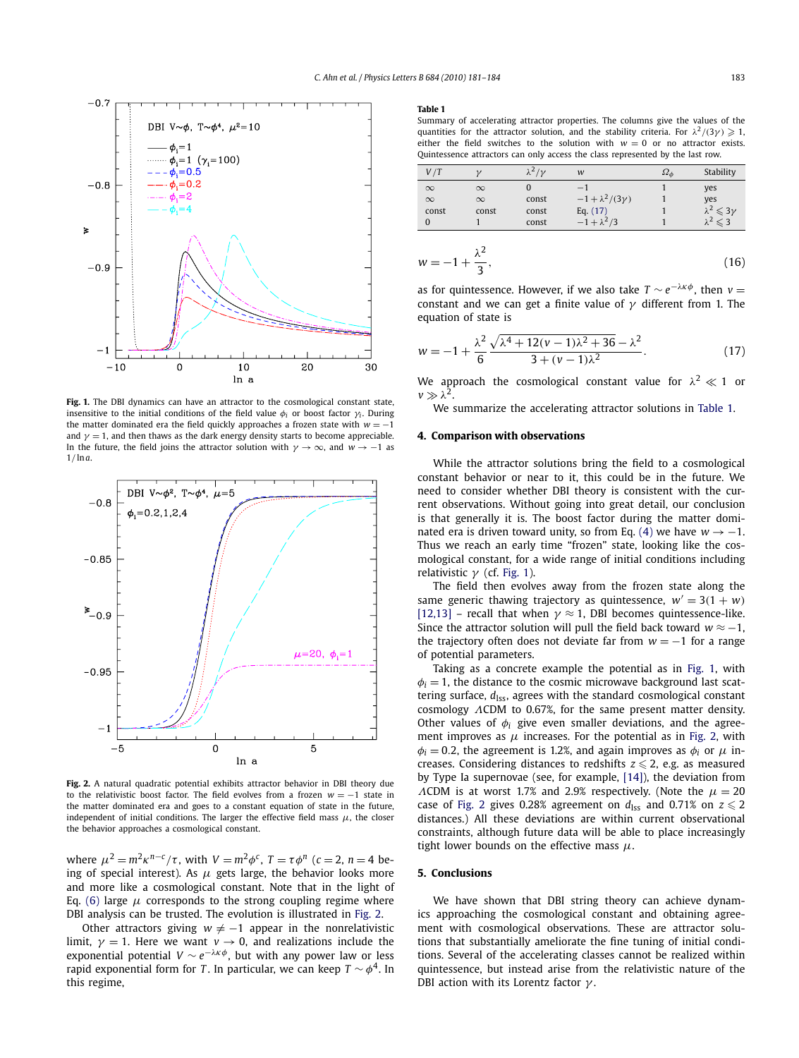**Fig. 1.** The DBI dynamics can have an attractor to the cosmological constant state, insensitive to the initial conditions of the field value $\phi_i$ or boost factor $\gamma_i$. During the matter dominated era the field quickly approaches a frozen state with $w = -1$ and $\gamma = 1$, and then thaws as the dark energy density starts to become appreciable. In the future, the field joins the attractor solution with $\gamma \to \infty$, and $w \to -1$ as $1/\ln a$.

**Fig. 2.** A natural quadratic potential exhibits attractor behavior in DBI theory due to the relativistic boost factor. The field evolves from a frozen $w = -1$ state in the matter dominated era and goes to a constant equation of state in the future, independent of initial conditions. The larger the effective field mass $\mu$, the closer the behavior approaches a cosmological constant.

where $\mu^2 = m^2\kappa^{n-c}/\tau$, with $V = m^2\phi^c$, $T = \tau\phi^n$ ($c = 2$, $n = 4$ being of special interest). As $\mu$ gets large, the behavior looks more and more like a cosmological constant. Note that in the light of Eq. (6) large $\mu$ corresponds to the strong coupling regime where DBI analysis can be trusted. The evolution is illustrated in Fig. 2.

Other attractors giving $w \neq -1$ appear in the nonrelativistic limit, $\gamma = 1$. Here we want $v \to 0$, and realizations include the exponential potential $V \sim e^{-\lambda\kappa\phi}$, but with any power law or less rapid exponential form for $T$. In particular, we can keep $T \sim \phi^4$. In this regime,

**Table 1**
Summary of accelerating attractor properties. The columns give the values of the quantities for the attractor solution, and the stability criteria. For $\lambda^2/(3\gamma) \geqslant 1$, either the field switches to the solution with $w = 0$ or no attractor exists. Quintessence attractors can only access the class represented by the last row.

| $V/T$ | $\gamma$ | $\lambda^2/\gamma$ | $w$ | $\Omega_\phi$ | Stability |
|---|---|---|---|---|---|
| $\infty$ | $\infty$ | 0 | $-1$ | 1 | yes |
| $\infty$ | $\infty$ | const | $-1+\lambda^2/(3\gamma)$ | 1 | yes |
| const | const | const | Eq. (17) | 1 | $\lambda^2 \leqslant 3\gamma$ |
| 0 | 1 | const | $-1+\lambda^2/3$ | 1 | $\lambda^2 \leqslant 3$ |

$$w = -1 + \frac{\lambda^2}{3}, \tag{16}$$

as for quintessence. However, if we also take $T \sim e^{-\lambda\kappa\phi}$, then $v =$ constant and we can get a finite value of $\gamma$ different from 1. The equation of state is

$$w = -1 + \frac{\lambda^2}{6}\,\frac{\sqrt{\lambda^4 + 12(v-1)\lambda^2 + 36} - \lambda^2}{3 + (v-1)\lambda^2}. \tag{17}$$

We approach the cosmological constant value for $\lambda^2 \ll 1$ or $v \gg \lambda^2$.

We summarize the accelerating attractor solutions in Table 1.

## 4. Comparison with observations

While the attractor solutions bring the field to a cosmological constant behavior or near to it, this could be in the future. We need to consider whether DBI theory is consistent with the current observations. Without going into great detail, our conclusion is that generally it is. The boost factor during the matter dominated era is driven toward unity, so from Eq. (4) we have $w \to -1$. Thus we reach an early time "frozen" state, looking like the cosmological constant, for a wide range of initial conditions including relativistic $\gamma$ (cf. Fig. 1).

The field then evolves away from the frozen state along the same generic thawing trajectory as quintessence, $w' = 3(1+w)$ [12,13] – recall that when $\gamma \approx 1$, DBI becomes quintessence-like. Since the attractor solution will pull the field back toward $w \approx -1$, the trajectory often does not deviate far from $w = -1$ for a range of potential parameters.

Taking as a concrete example the potential as in Fig. 1, with $\phi_i = 1$, the distance to the cosmic microwave background last scattering surface, $d_{\rm lss}$, agrees with the standard cosmological constant cosmology $\Lambda$CDM to 0.67%, for the same present matter density. Other values of $\phi_i$ give even smaller deviations, and the agreement improves as $\mu$ increases. For the potential as in Fig. 2, with $\phi_i = 0.2$, the agreement is 1.2%, and again improves as $\phi_i$ or $\mu$ increases. Considering distances to redshifts $z \leqslant 2$, e.g. as measured by Type Ia supernovae (see, for example, [14]), the deviation from $\Lambda$CDM is at worst 1.7% and 2.9% respectively. (Note the $\mu = 20$ case of Fig. 2 gives 0.28% agreement on $d_{\rm lss}$ and 0.71% on $z \leqslant 2$ distances.) All these deviations are within current observational constraints, although future data will be able to place increasingly tight lower bounds on the effective mass $\mu$.

## 5. Conclusions

We have shown that DBI string theory can achieve dynamics approaching the cosmological constant and obtaining agreement with cosmological observations. These are attractor solutions that substantially ameliorate the fine tuning of initial conditions. Several of the accelerating classes cannot be realized within quintessence, but instead arise from the relativistic nature of the DBI action with its Lorentz factor $\gamma$.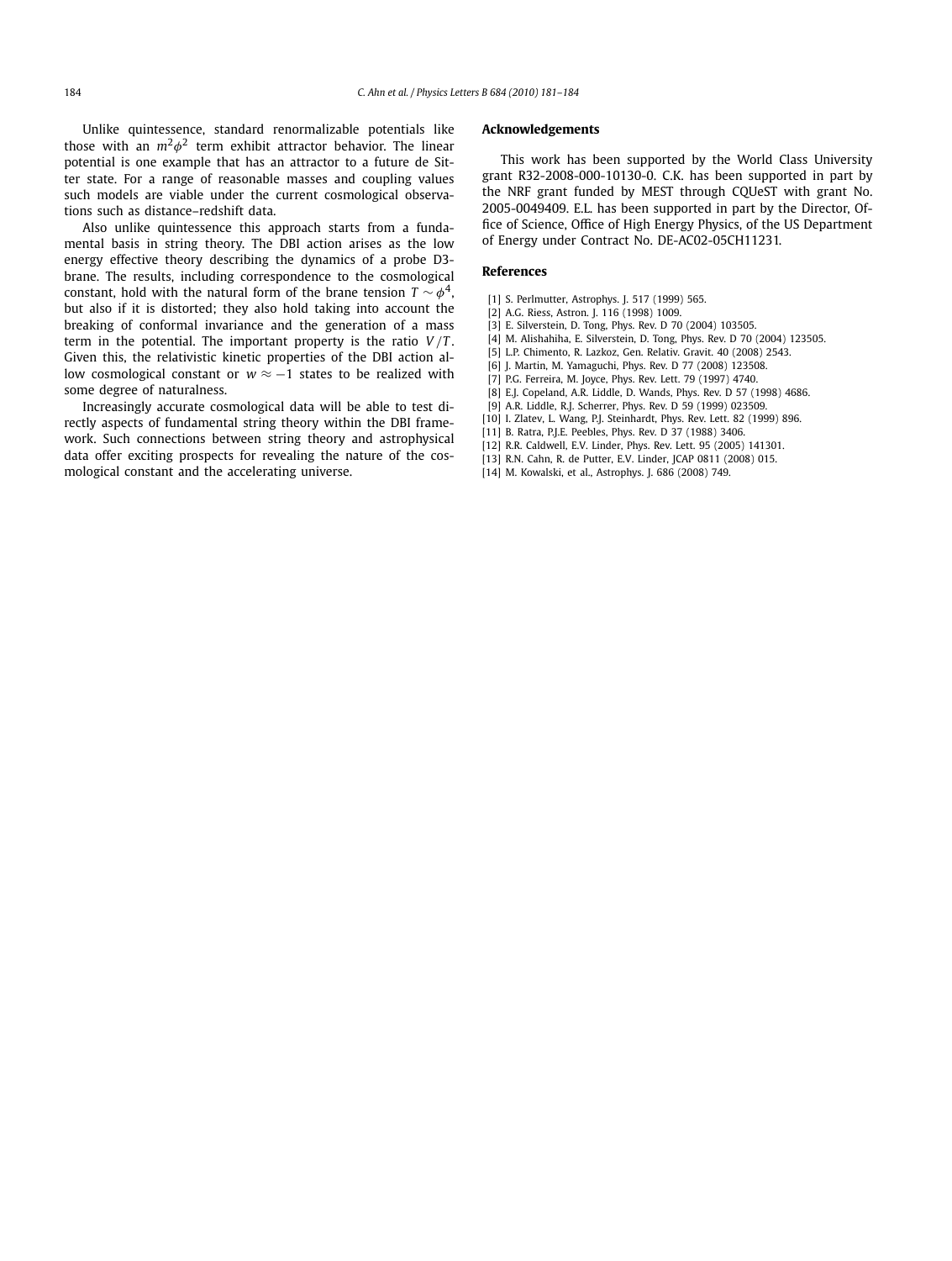Unlike quintessence, standard renormalizable potentials like those with an $m^2\phi^2$ term exhibit attractor behavior. The linear potential is one example that has an attractor to a future de Sitter state. For a range of reasonable masses and coupling values such models are viable under the current cosmological observations such as distance–redshift data.

Also unlike quintessence this approach starts from a fundamental basis in string theory. The DBI action arises as the low energy effective theory describing the dynamics of a probe D3-brane. The results, including correspondence to the cosmological constant, hold with the natural form of the brane tension $T \sim \phi^4$, but also if it is distorted; they also hold taking into account the breaking of conformal invariance and the generation of a mass term in the potential. The important property is the ratio $V/T$. Given this, the relativistic kinetic properties of the DBI action allow cosmological constant or $w \approx -1$ states to be realized with some degree of naturalness.

Increasingly accurate cosmological data will be able to test directly aspects of fundamental string theory within the DBI framework. Such connections between string theory and astrophysical data offer exciting prospects for revealing the nature of the cosmological constant and the accelerating universe.

## Acknowledgements

This work has been supported by the World Class University grant R32-2008-000-10130-0. C.K. has been supported in part by the NRF grant funded by MEST through CQUeST with grant No. 2005-0049409. E.L. has been supported in part by the Director, Office of Science, Office of High Energy Physics, of the US Department of Energy under Contract No. DE-AC02-05CH11231.

## References

[1] S. Perlmutter, Astrophys. J. 517 (1999) 565.
[2] A.G. Riess, Astron. J. 116 (1998) 1009.
[3] E. Silverstein, D. Tong, Phys. Rev. D 70 (2004) 103505.
[4] M. Alishahiha, E. Silverstein, D. Tong, Phys. Rev. D 70 (2004) 123505.
[5] L.P. Chimento, R. Lazkoz, Gen. Relativ. Gravit. 40 (2008) 2543.
[6] J. Martin, M. Yamaguchi, Phys. Rev. D 77 (2008) 123508.
[7] P.G. Ferreira, M. Joyce, Phys. Rev. Lett. 79 (1997) 4740.
[8] E.J. Copeland, A.R. Liddle, D. Wands, Phys. Rev. D 57 (1998) 4686.
[9] A.R. Liddle, R.J. Scherrer, Phys. Rev. D 59 (1999) 023509.
[10] I. Zlatev, L. Wang, P.J. Steinhardt, Phys. Rev. Lett. 82 (1999) 896.
[11] B. Ratra, P.J.E. Peebles, Phys. Rev. D 37 (1988) 3406.
[12] R.R. Caldwell, E.V. Linder, Phys. Rev. Lett. 95 (2005) 141301.
[13] R.N. Cahn, R. de Putter, E.V. Linder, JCAP 0811 (2008) 015.
[14] M. Kowalski, et al., Astrophys. J. 686 (2008) 749.